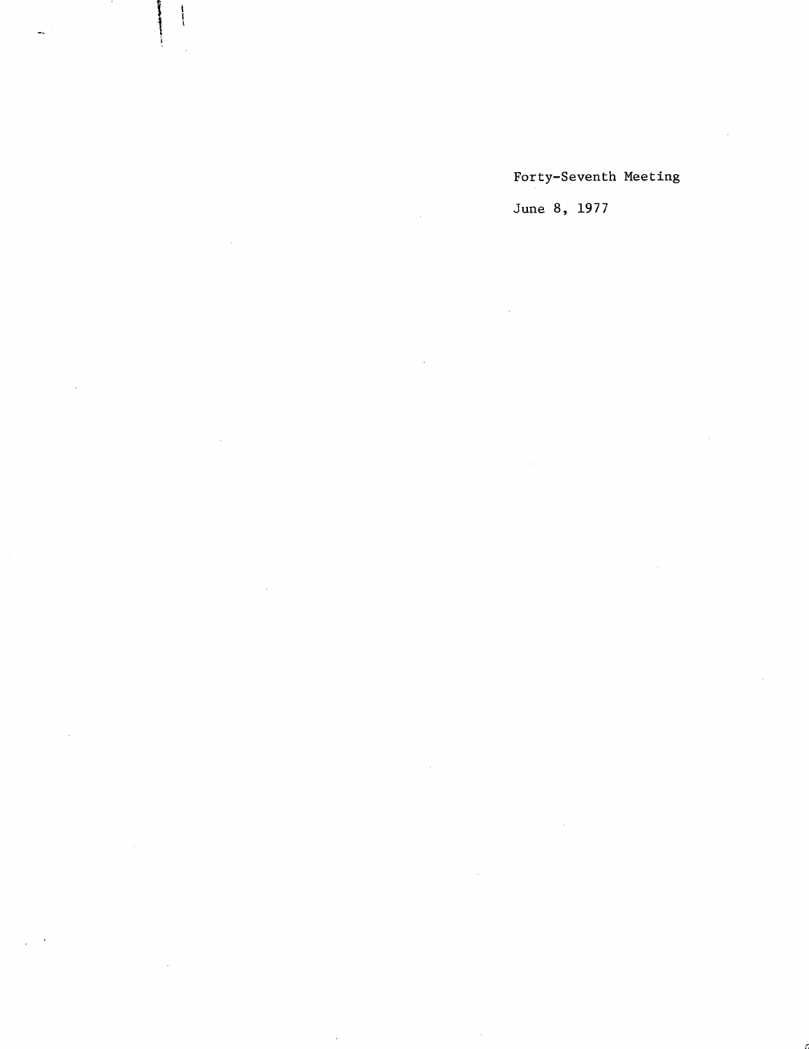Forty-Seventh Meeting

June 8, 1977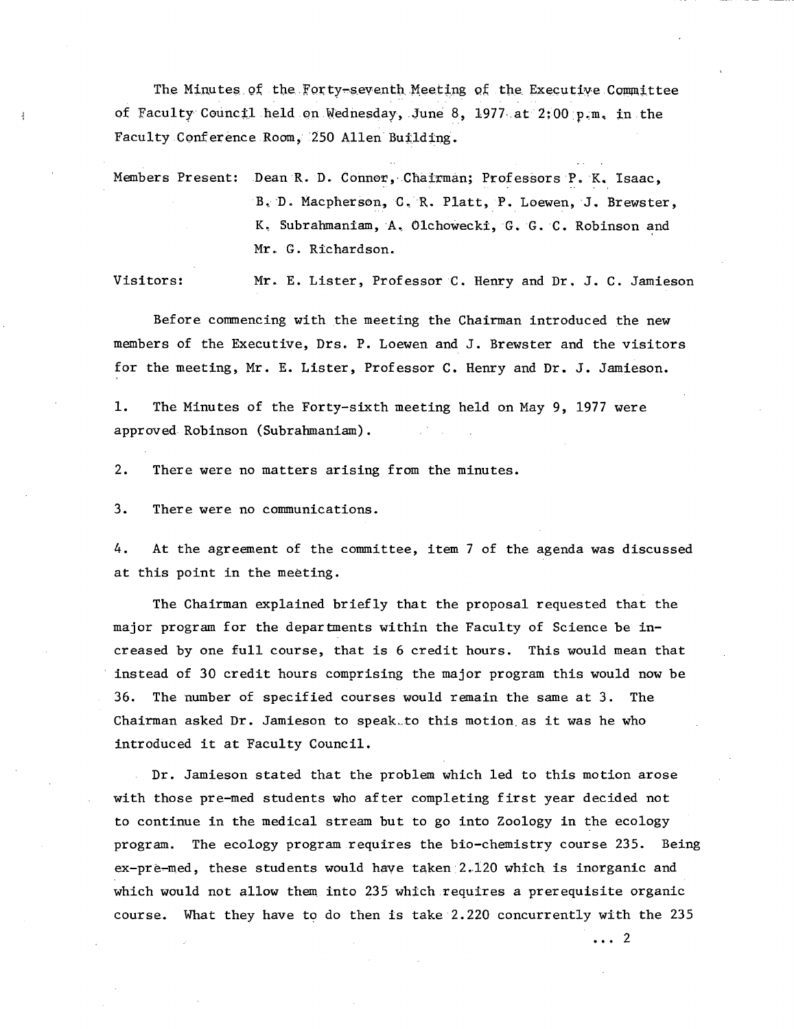The Minutes of the Forty-seventh Meeting of the Executive Committee of Faculty Council held on Wednesday, June 8, 1977 at 2:00 p.m. in the Faculty Conference Room, 250 Allen Building.

Members Present: Dean R. D. Connor, Chairman; Professors P. K. Isaac, B. D. Macpherson, C. R. Platt, P. Loewen, J. Brewster, K. Subrahmaniam, A. Olchowecki, G. G. C. Robinson and Mr. G. Richardson.

Visitors: Mr. E. Lister, Professor C. Henry and Dr. J. C. Jamieson

Before commencing with the meeting the Chairman introduced the new members of the Executive, Drs. P. Loewen and J. Brewster and the visitors for the meeting, Mr. E. Lister, Professor C. Henry and Dr. J. Jamieson.

1. The Minutes of the Forty-sixth meeting held on May 9, 1977 were approved Robinson (Subrahmaniam).

2. There were no matters arising from the minutes.

3. There were no communications.

4. At the agreement of the committee, item 7 of the agenda was discussed at this point in the meeting.

The Chairman explained briefly that the proposal requested that the major program for the departments within the Faculty of Science be increased by one full course, that is 6 credit hours. This would mean that instead of 30 credit hours comprising the major program this would now be 36. The number of specified courses would remain the same at 3. The Chairman asked Dr. Jamieson to speak to this motion as it was he who introduced it at Faculty Council.

Dr. Jamieson stated that the problem which led to this motion arose with those pre-med students who after completing first year decided not to continue in the medical stream but to go into Zoology in the ecology program. The ecology program requires the bio-chemistry course 235. Being ex-pre-med, these students would have taken 2.120 which is inorganic and which would not allow them into 235 which requires a prerequisite organic course. What they have to do then is take 2.220 concurrently with the 235

... 2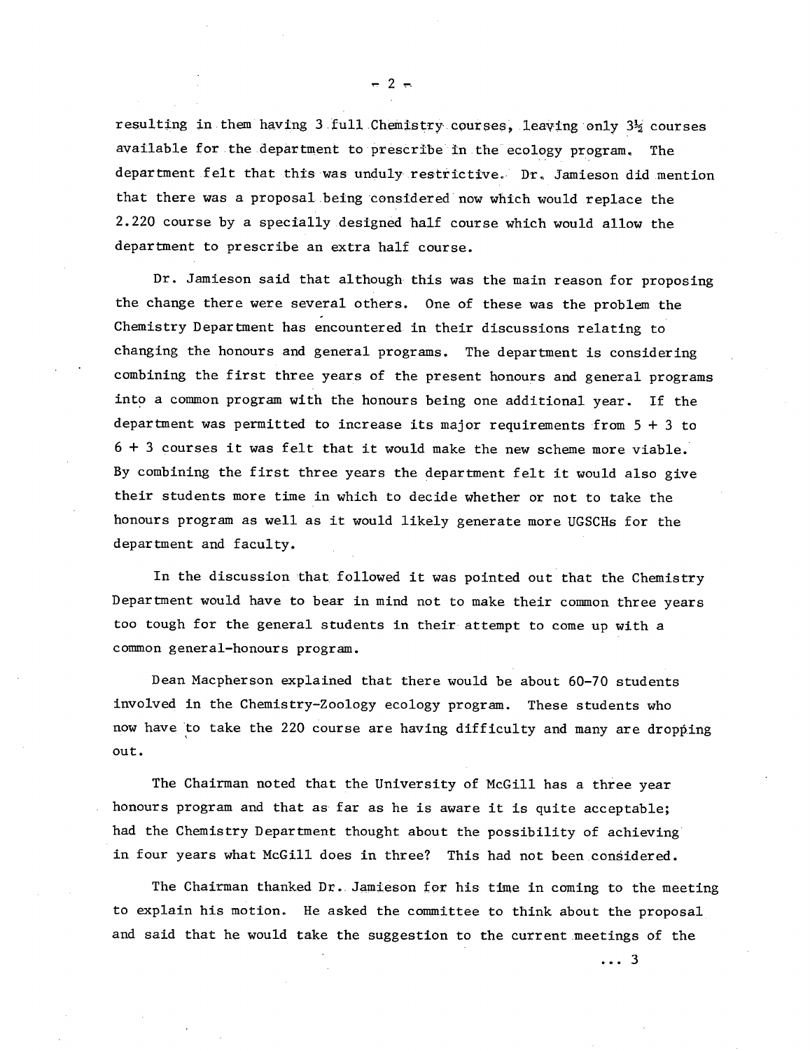resulting in them having 3 full Chemistry courses, leaving only 3½ courses available for the department to prescribe in the ecology program. The department felt that this was unduly restrictive. Dr. Jamieson did mention that there was a proposal being considered now which would replace the 2.220 course by a specially designed half course which would allow the department to prescribe an extra half course.

Dr. Jamieson said that although this was the main reason for proposing the change there were several others. One of these was the problem the Chemistry Department has encountered in their discussions relating to changing the honours and general programs. The department is considering combining the first three years of the present honours and general programs into a common program with the honours being one additional year. If the department was permitted to increase its major requirements from 5 + 3 to 6 + 3 courses it was felt that it would make the new scheme more viable. By combining the first three years the department felt it would also give their students more time in which to decide whether or not to take the honours program as well as it would likely generate more UGSCHs for the department and faculty.

In the discussion that followed it was pointed out that the Chemistry Department would have to bear in mind not to make their common three years too tough for the general students in their attempt to come up with a common general-honours program.

Dean Macpherson explained that there would be about 60-70 students involved in the Chemistry-Zoology ecology program. These students who now have to take the 220 course are having difficulty and many are dropping out.

The Chairman noted that the University of McGill has a three year honours program and that as far as he is aware it is quite acceptable; had the Chemistry Department thought about the possibility of achieving in four years what McGill does in three? This had not been considered.

The Chairman thanked Dr. Jamieson for his time in coming to the meeting to explain his motion. He asked the committee to think about the proposal and said that he would take the suggestion to the current meetings of the

... 3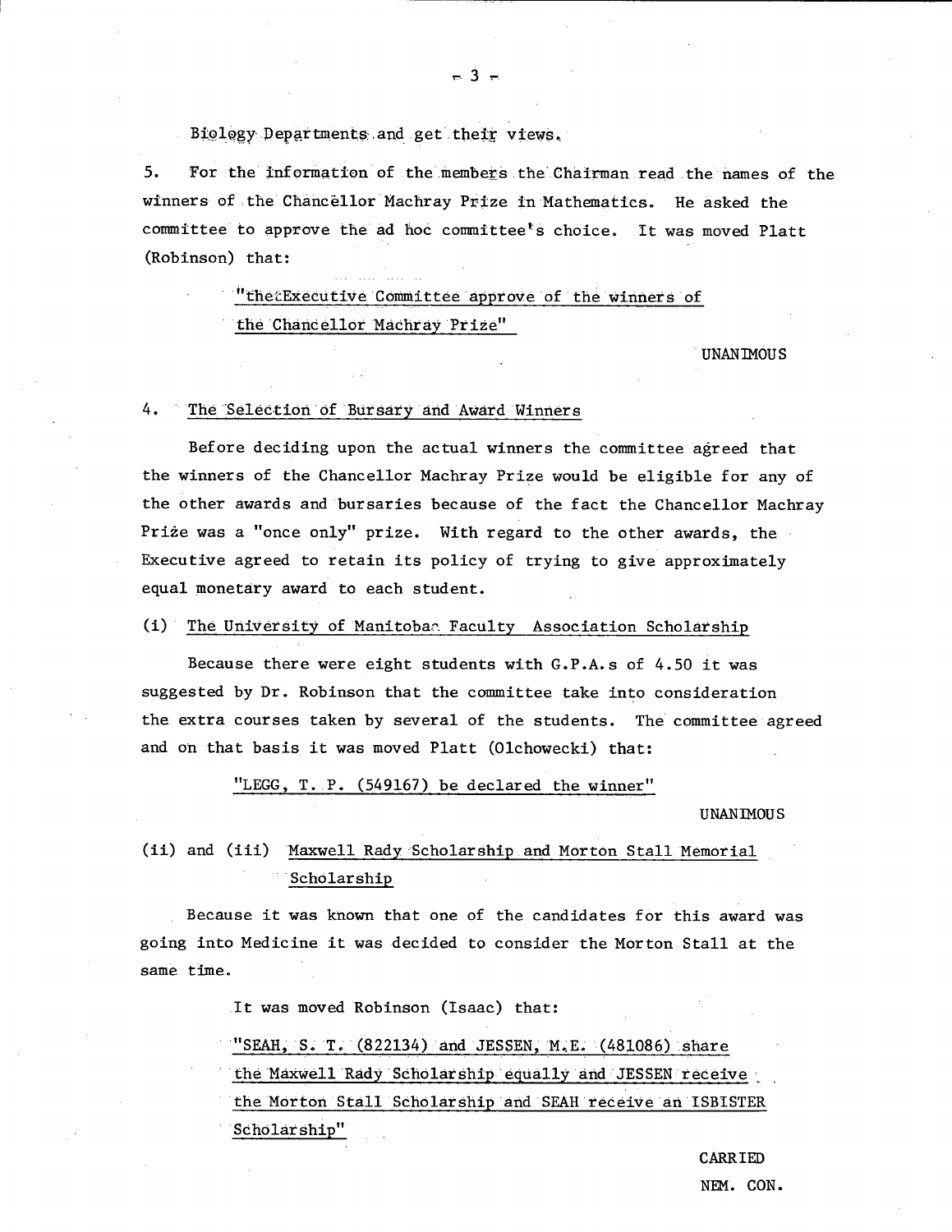Biology Departments and get their views.

5. For the information of the members the Chairman read the names of the winners of the Chancellor Machray Prize in Mathematics. He asked the committee to approve the ad hoc committee's choice. It was moved Platt (Robinson) that:

> "the Executive Committee approve of the winners of the Chancellor Machray Prize"

UNANIMOUS

4. The Selection of Bursary and Award Winners

Before deciding upon the actual winners the committee agreed that the winners of the Chancellor Machray Prize would be eligible for any of the other awards and bursaries because of the fact the Chancellor Machray Prize was a "once only" prize. With regard to the other awards, the Executive agreed to retain its policy of trying to give approximately equal monetary award to each student.

(i) The University of Manitoba Faculty Association Scholarship

Because there were eight students with G.P.A.s of 4.50 it was suggested by Dr. Robinson that the committee take into consideration the extra courses taken by several of the students. The committee agreed and on that basis it was moved Platt (Olchowecki) that:

> "LEGG, T. P. (549167) be declared the winner"

UNANIMOUS

(ii) and (iii) Maxwell Rady Scholarship and Morton Stall Memorial Scholarship

Because it was known that one of the candidates for this award was going into Medicine it was decided to consider the Morton Stall at the same time.

It was moved Robinson (Isaac) that:

> "SEAH, S. T. (822134) and JESSEN, M.E. (481086) share the Maxwell Rady Scholarship equally and JESSEN receive the Morton Stall Scholarship and SEAH receive an ISBISTER Scholarship"

CARRIED
NEM. CON.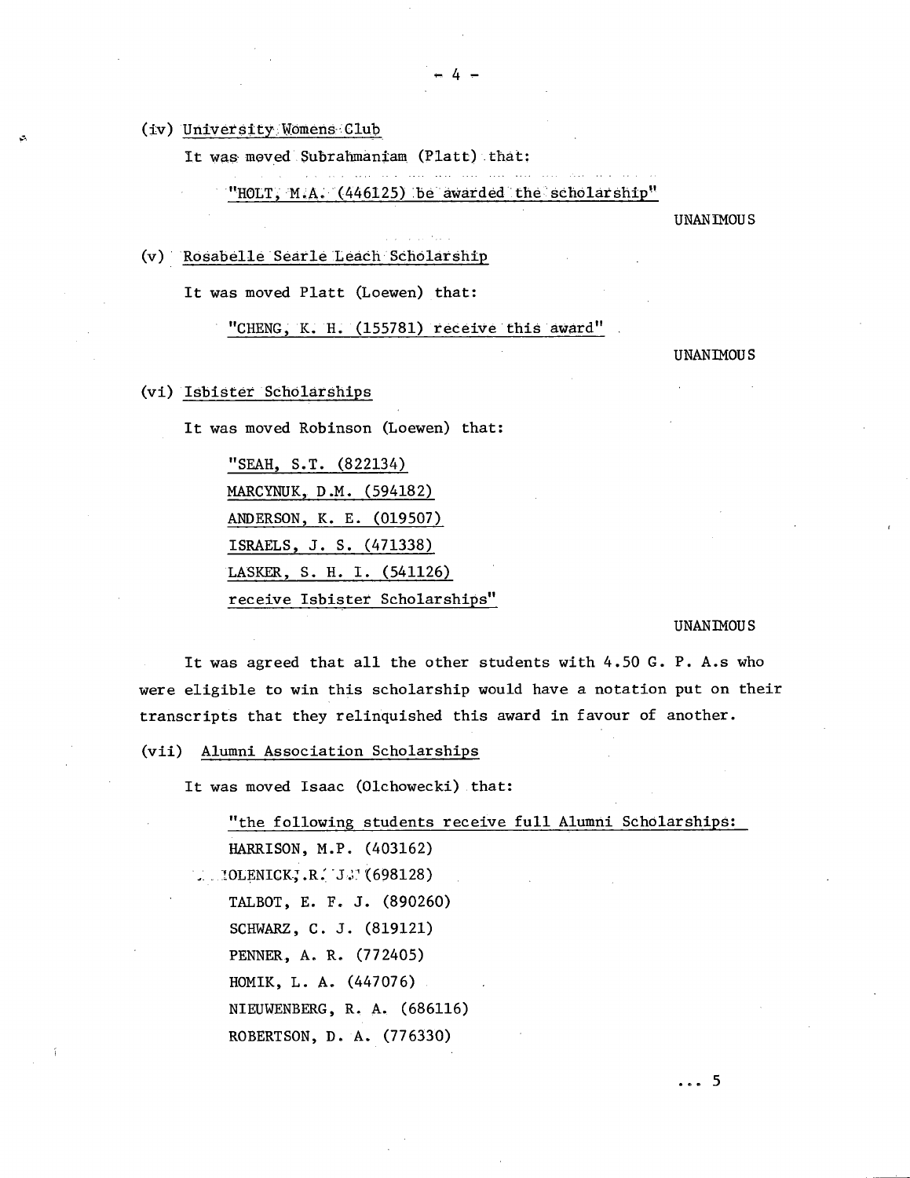(iv) University Womens Club

It was moved Subrahmaniam (Platt) that:

"HOLT, M.A. (446125) be awarded the scholarship"

UNANIMOUS

(v) Rosabelle Searle Leach Scholarship

It was moved Platt (Loewen) that:

"CHENG, K. H. (155781) receive this award"

UNANIMOUS

(vi) Isbister Scholarships

It was moved Robinson (Loewen) that:

"SEAH, S.T. (822134)
MARCYNUK, D.M. (594182)
ANDERSON, K. E. (019507)
ISRAELS, J. S. (471338)
LASKER, S. H. I. (541126)
receive Isbister Scholarships"

UNANIMOUS

It was agreed that all the other students with 4.50 G. P. A.s who were eligible to win this scholarship would have a notation put on their transcripts that they relinquished this award in favour of another.

(vii) Alumni Association Scholarships

It was moved Isaac (Olchowecki) that:

"the following students receive full Alumni Scholarships:
HARRISON, M.P. (403162)
KOLENICK, R. J. (698128)
TALBOT, E. F. J. (890260)
SCHWARZ, C. J. (819121)
PENNER, A. R. (772405)
HOMIK, L. A. (447076)
NIEUWENBERG, R. A. (686116)
ROBERTSON, D. A. (776330)

... 5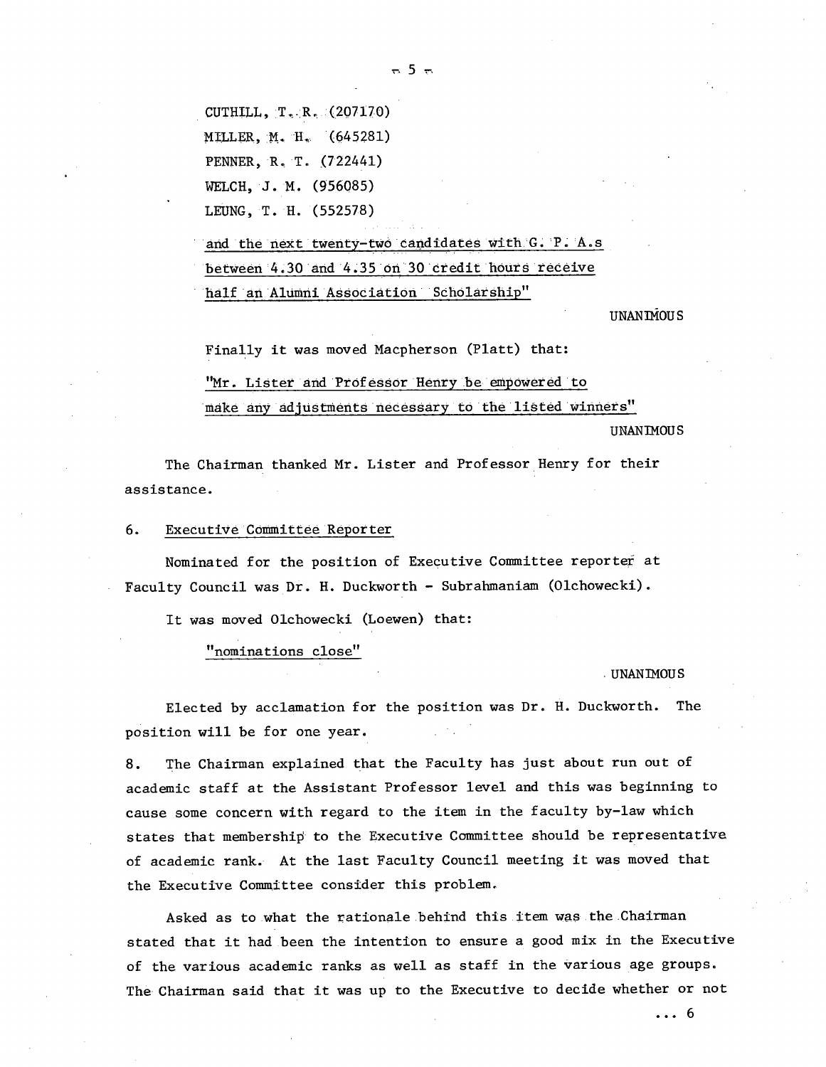CUTHILL, T. R. (207170)

MILLER, M. H. (645281)

PENNER, R. T. (722441)

WELCH, J. M. (956085)

LEUNG, T. H. (552578)

and the next twenty-two candidates with G. P. A.s between 4.30 and 4.35 on 30 credit hours receive half an Alumni Association Scholarship"

UNANIMOUS

Finally it was moved Macpherson (Platt) that:

"Mr. Lister and Professor Henry be empowered to make any adjustments necessary to the listed winners"

UNANIMOUS

The Chairman thanked Mr. Lister and Professor Henry for their assistance.

6. Executive Committee Reporter

Nominated for the position of Executive Committee reporter at Faculty Council was Dr. H. Duckworth - Subrahmaniam (Olchowecki).

It was moved Olchowecki (Loewen) that:

"nominations close"

UNANIMOUS

Elected by acclamation for the position was Dr. H. Duckworth. The position will be for one year.

8. The Chairman explained that the Faculty has just about run out of academic staff at the Assistant Professor level and this was beginning to cause some concern with regard to the item in the faculty by-law which states that membership to the Executive Committee should be representative of academic rank. At the last Faculty Council meeting it was moved that the Executive Committee consider this problem.

Asked as to what the rationale behind this item was the Chairman stated that it had been the intention to ensure a good mix in the Executive of the various academic ranks as well as staff in the various age groups. The Chairman said that it was up to the Executive to decide whether or not

... 6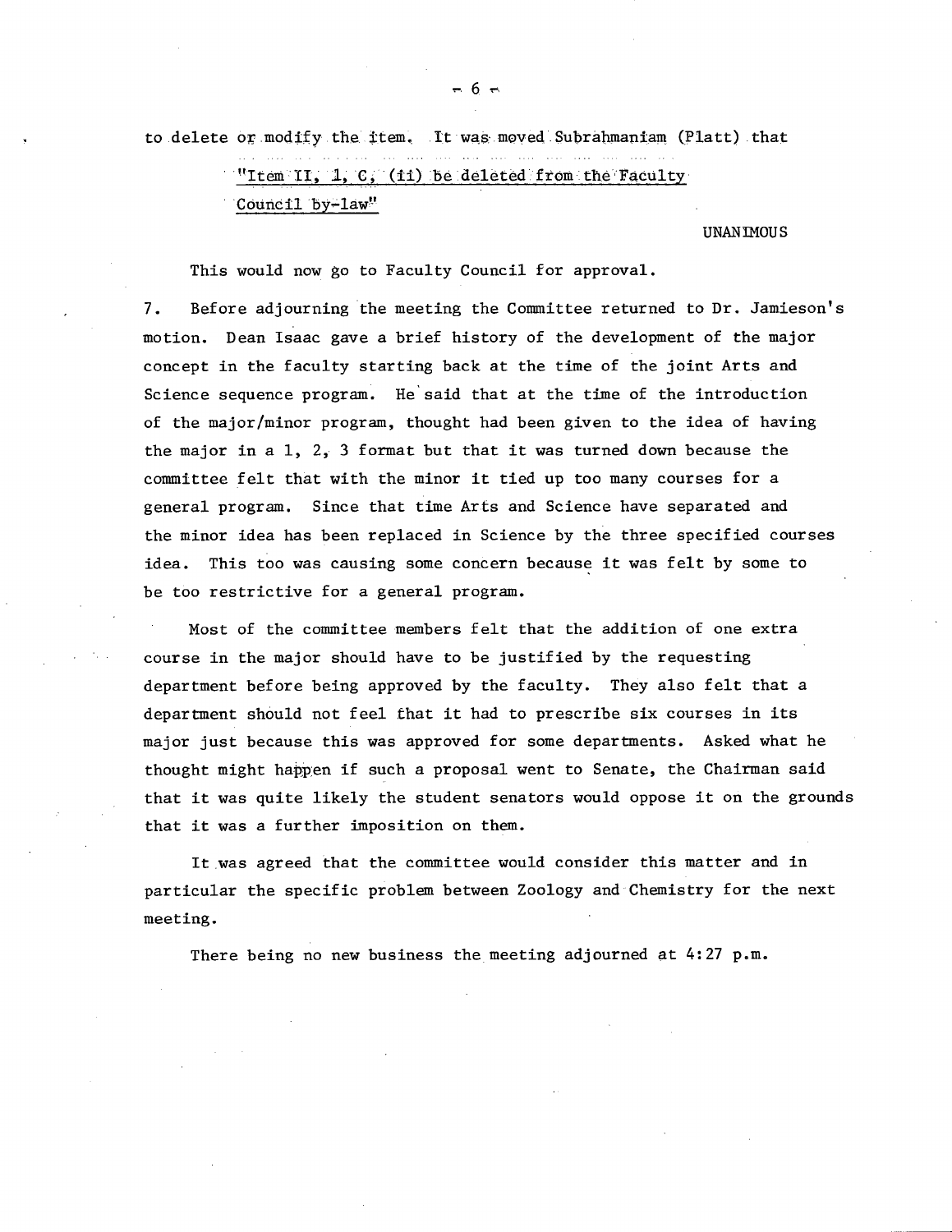to delete or modify the item. It was moved Subrahmaniam (Platt) that

> "Item II, 1, C, (ii) be deleted from the Faculty Council by-law"

UNANIMOUS

This would now go to Faculty Council for approval.

7. Before adjourning the meeting the Committee returned to Dr. Jamieson's motion. Dean Isaac gave a brief history of the development of the major concept in the faculty starting back at the time of the joint Arts and Science sequence program. He said that at the time of the introduction of the major/minor program, thought had been given to the idea of having the major in a 1, 2, 3 format but that it was turned down because the committee felt that with the minor it tied up too many courses for a general program. Since that time Arts and Science have separated and the minor idea has been replaced in Science by the three specified courses idea. This too was causing some concern because it was felt by some to be too restrictive for a general program.

Most of the committee members felt that the addition of one extra course in the major should have to be justified by the requesting department before being approved by the faculty. They also felt that a department should not feel that it had to prescribe six courses in its major just because this was approved for some departments. Asked what he thought might happen if such a proposal went to Senate, the Chairman said that it was quite likely the student senators would oppose it on the grounds that it was a further imposition on them.

It was agreed that the committee would consider this matter and in particular the specific problem between Zoology and Chemistry for the next meeting.

There being no new business the meeting adjourned at 4:27 p.m.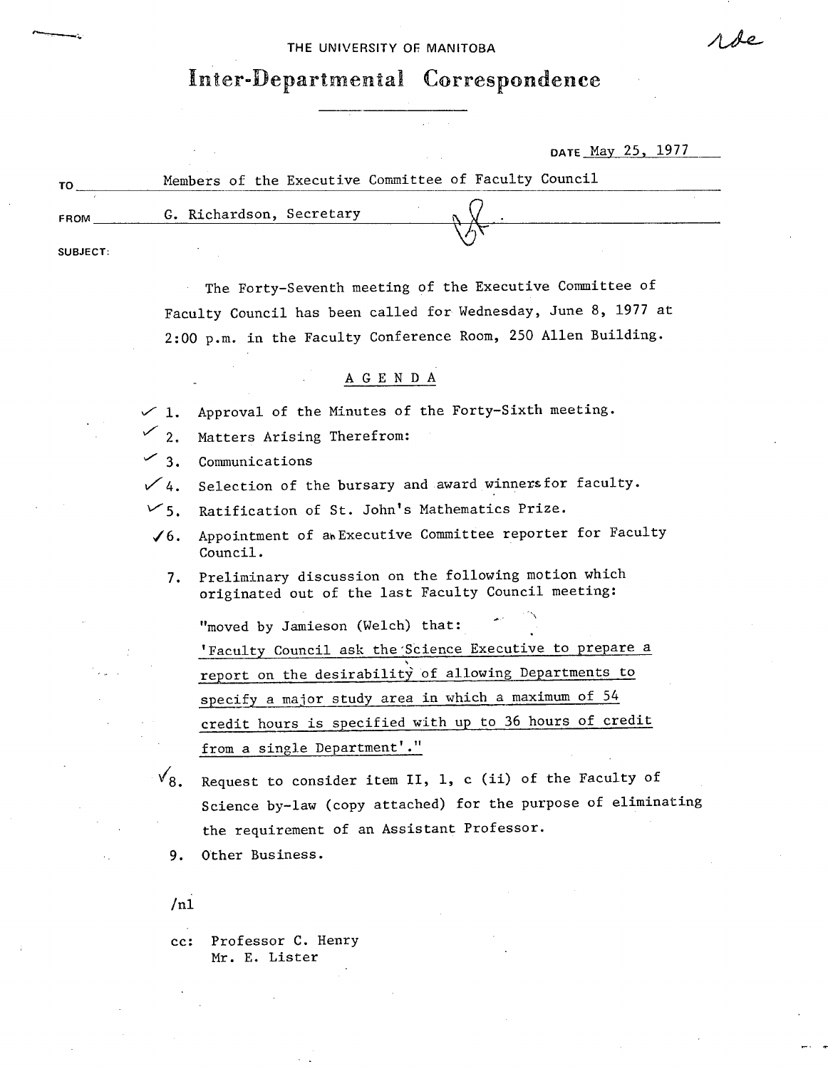THE UNIVERSITY OF MANITOBA

# Inter-Departmental Correspondence

DATE May 25, 1977

TO Members of the Executive Committee of Faculty Council

FROM G. Richardson, Secretary

SUBJECT:

The Forty-Seventh meeting of the Executive Committee of Faculty Council has been called for Wednesday, June 8, 1977 at 2:00 p.m. in the Faculty Conference Room, 250 Allen Building.

## A G E N D A

1. Approval of the Minutes of the Forty-Sixth meeting.
2. Matters Arising Therefrom:
3. Communications
4. Selection of the bursary and award winners for faculty.
5. Ratification of St. John's Mathematics Prize.
6. Appointment of an Executive Committee reporter for Faculty Council.
7. Preliminary discussion on the following motion which originated out of the last Faculty Council meeting:

   "moved by Jamieson (Welch) that:
   'Faculty Council ask the Science Executive to prepare a report on the desirability of allowing Departments to specify a major study area in which a maximum of 54 credit hours is specified with up to 36 hours of credit from a single Department'."
8. Request to consider item II, 1, c (ii) of the Faculty of Science by-law (copy attached) for the purpose of eliminating the requirement of an Assistant Professor.
9. Other Business.

/nl

cc: Professor C. Henry
Mr. E. Lister